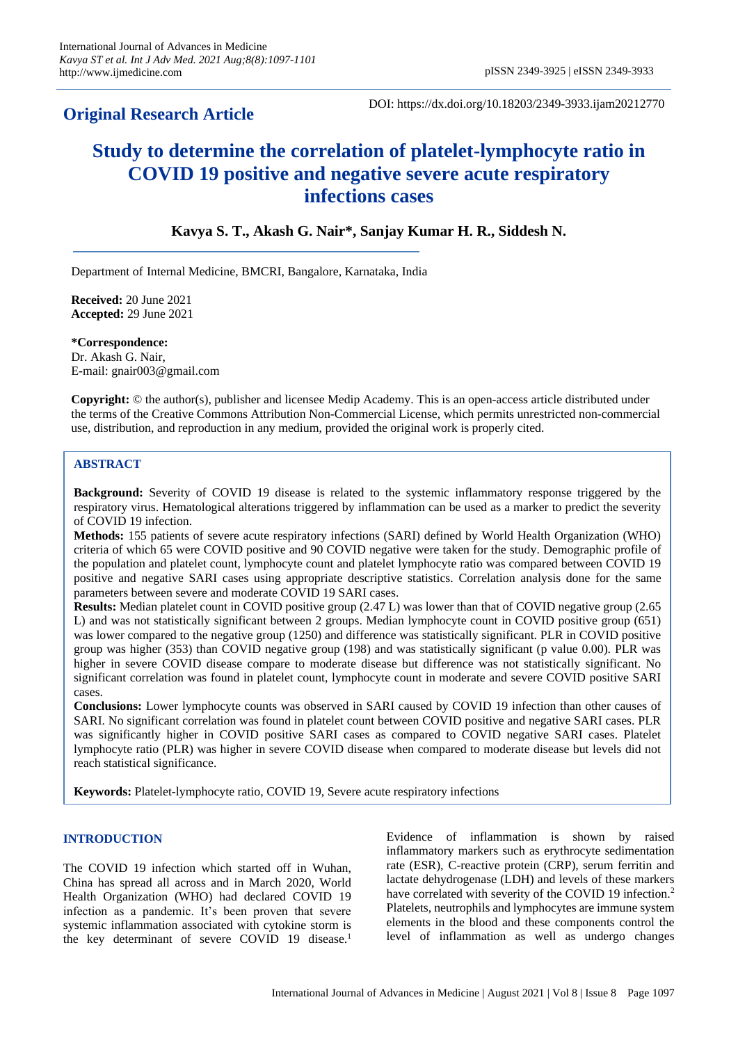**Original Research Article**

DOI: https://dx.doi.org/10.18203/2349-3933.ijam20212770

# Study to determine the correlation of platelet-lymphocyte ratio in COVID 19 positive and negative severe acute respiratory infections cases

**Kavya S. T., Akash G. Nair\*, Sanjay Kumar H. R., Siddesh N.**

Department of Internal Medicine, BMCRI, Bangalore, Karnataka, India

**Received:** 20 June 2021
**Accepted:** 29 June 2021

**\*Correspondence:**
Dr. Akash G. Nair,
E-mail: gnair003@gmail.com

**Copyright:** © the author(s), publisher and licensee Medip Academy. This is an open-access article distributed under the terms of the Creative Commons Attribution Non-Commercial License, which permits unrestricted non-commercial use, distribution, and reproduction in any medium, provided the original work is properly cited.

## ABSTRACT

**Background:** Severity of COVID 19 disease is related to the systemic inflammatory response triggered by the respiratory virus. Hematological alterations triggered by inflammation can be used as a marker to predict the severity of COVID 19 infection.

**Methods:** 155 patients of severe acute respiratory infections (SARI) defined by World Health Organization (WHO) criteria of which 65 were COVID positive and 90 COVID negative were taken for the study. Demographic profile of the population and platelet count, lymphocyte count and platelet lymphocyte ratio was compared between COVID 19 positive and negative SARI cases using appropriate descriptive statistics. Correlation analysis done for the same parameters between severe and moderate COVID 19 SARI cases.

**Results:** Median platelet count in COVID positive group (2.47 L) was lower than that of COVID negative group (2.65 L) and was not statistically significant between 2 groups. Median lymphocyte count in COVID positive group (651) was lower compared to the negative group (1250) and difference was statistically significant. PLR in COVID positive group was higher (353) than COVID negative group (198) and was statistically significant (p value 0.00). PLR was higher in severe COVID disease compare to moderate disease but difference was not statistically significant. No significant correlation was found in platelet count, lymphocyte count in moderate and severe COVID positive SARI cases.

**Conclusions:** Lower lymphocyte counts was observed in SARI caused by COVID 19 infection than other causes of SARI. No significant correlation was found in platelet count between COVID positive and negative SARI cases. PLR was significantly higher in COVID positive SARI cases as compared to COVID negative SARI cases. Platelet lymphocyte ratio (PLR) was higher in severe COVID disease when compared to moderate disease but levels did not reach statistical significance.

**Keywords:** Platelet-lymphocyte ratio, COVID 19, Severe acute respiratory infections

## INTRODUCTION

The COVID 19 infection which started off in Wuhan, China has spread all across and in March 2020, World Health Organization (WHO) had declared COVID 19 infection as a pandemic. It's been proven that severe systemic inflammation associated with cytokine storm is the key determinant of severe COVID 19 disease.[1] Evidence of inflammation is shown by raised inflammatory markers such as erythrocyte sedimentation rate (ESR), C-reactive protein (CRP), serum ferritin and lactate dehydrogenase (LDH) and levels of these markers have correlated with severity of the COVID 19 infection.[2] Platelets, neutrophils and lymphocytes are immune system elements in the blood and these components control the level of inflammation as well as undergo changes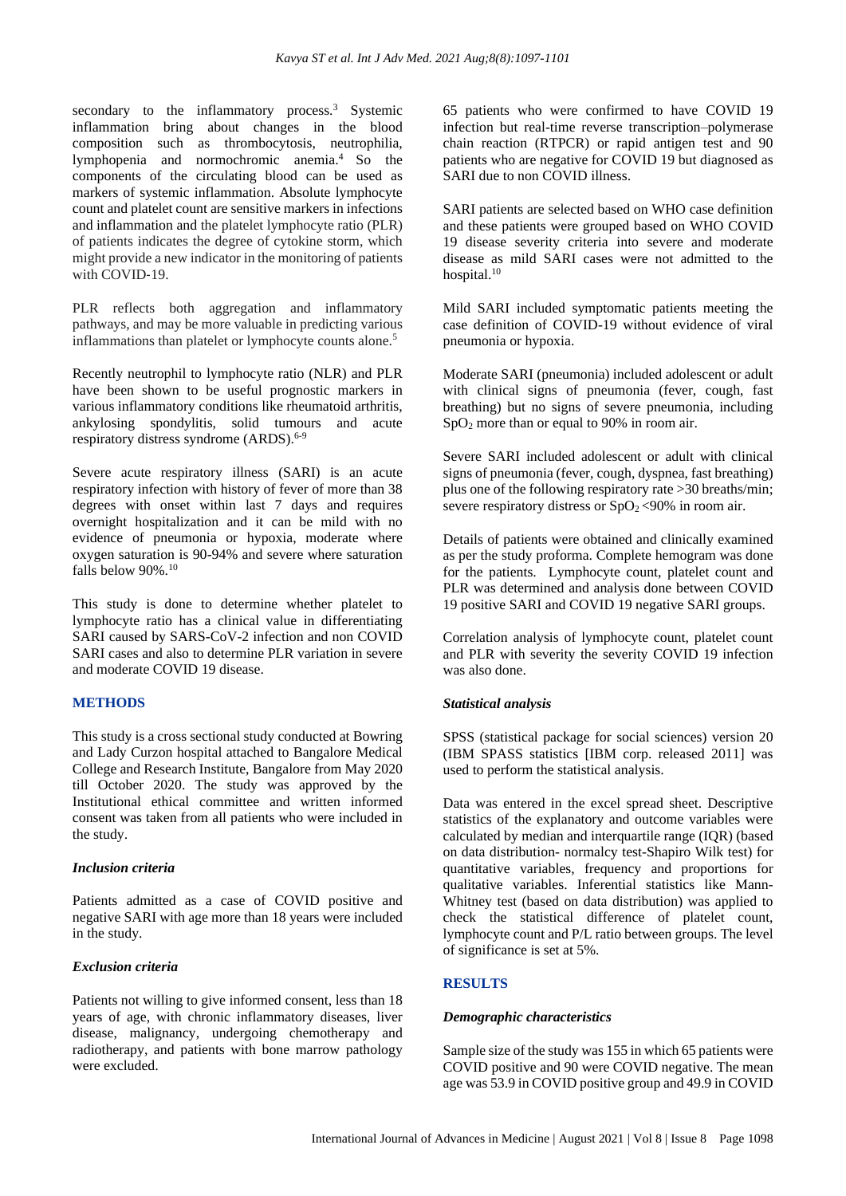secondary to the inflammatory process.[3] Systemic inflammation bring about changes in the blood composition such as thrombocytosis, neutrophilia, lymphopenia and normochromic anemia.[4] So the components of the circulating blood can be used as markers of systemic inflammation. Absolute lymphocyte count and platelet count are sensitive markers in infections and inflammation and the platelet lymphocyte ratio (PLR) of patients indicates the degree of cytokine storm, which might provide a new indicator in the monitoring of patients with COVID-19.

PLR reflects both aggregation and inflammatory pathways, and may be more valuable in predicting various inflammations than platelet or lymphocyte counts alone.[5]

Recently neutrophil to lymphocyte ratio (NLR) and PLR have been shown to be useful prognostic markers in various inflammatory conditions like rheumatoid arthritis, ankylosing spondylitis, solid tumours and acute respiratory distress syndrome (ARDS).[6-9]

Severe acute respiratory illness (SARI) is an acute respiratory infection with history of fever of more than 38 degrees with onset within last 7 days and requires overnight hospitalization and it can be mild with no evidence of pneumonia or hypoxia, moderate where oxygen saturation is 90-94% and severe where saturation falls below 90%.[10]

This study is done to determine whether platelet to lymphocyte ratio has a clinical value in differentiating SARI caused by SARS-CoV-2 infection and non COVID SARI cases and also to determine PLR variation in severe and moderate COVID 19 disease.

## METHODS

This study is a cross sectional study conducted at Bowring and Lady Curzon hospital attached to Bangalore Medical College and Research Institute, Bangalore from May 2020 till October 2020. The study was approved by the Institutional ethical committee and written informed consent was taken from all patients who were included in the study.

### *Inclusion criteria*

Patients admitted as a case of COVID positive and negative SARI with age more than 18 years were included in the study.

### *Exclusion criteria*

Patients not willing to give informed consent, less than 18 years of age, with chronic inflammatory diseases, liver disease, malignancy, undergoing chemotherapy and radiotherapy, and patients with bone marrow pathology were excluded.

65 patients who were confirmed to have COVID 19 infection but real-time reverse transcription–polymerase chain reaction (RTPCR) or rapid antigen test and 90 patients who are negative for COVID 19 but diagnosed as SARI due to non COVID illness.

SARI patients are selected based on WHO case definition and these patients were grouped based on WHO COVID 19 disease severity criteria into severe and moderate disease as mild SARI cases were not admitted to the hospital.[10]

Mild SARI included symptomatic patients meeting the case definition of COVID-19 without evidence of viral pneumonia or hypoxia.

Moderate SARI (pneumonia) included adolescent or adult with clinical signs of pneumonia (fever, cough, fast breathing) but no signs of severe pneumonia, including $SpO_2$ more than or equal to 90% in room air.

Severe SARI included adolescent or adult with clinical signs of pneumonia (fever, cough, dyspnea, fast breathing) plus one of the following respiratory rate >30 breaths/min; severe respiratory distress or $SpO_2$ <90% in room air.

Details of patients were obtained and clinically examined as per the study proforma. Complete hemogram was done for the patients. Lymphocyte count, platelet count and PLR was determined and analysis done between COVID 19 positive SARI and COVID 19 negative SARI groups.

Correlation analysis of lymphocyte count, platelet count and PLR with severity the severity COVID 19 infection was also done.

### *Statistical analysis*

SPSS (statistical package for social sciences) version 20 (IBM SPASS statistics [IBM corp. released 2011] was used to perform the statistical analysis.

Data was entered in the excel spread sheet. Descriptive statistics of the explanatory and outcome variables were calculated by median and interquartile range (IQR) (based on data distribution- normalcy test-Shapiro Wilk test) for quantitative variables, frequency and proportions for qualitative variables. Inferential statistics like Mann-Whitney test (based on data distribution) was applied to check the statistical difference of platelet count, lymphocyte count and P/L ratio between groups. The level of significance is set at 5%.

## RESULTS

### *Demographic characteristics*

Sample size of the study was 155 in which 65 patients were COVID positive and 90 were COVID negative. The mean age was 53.9 in COVID positive group and 49.9 in COVID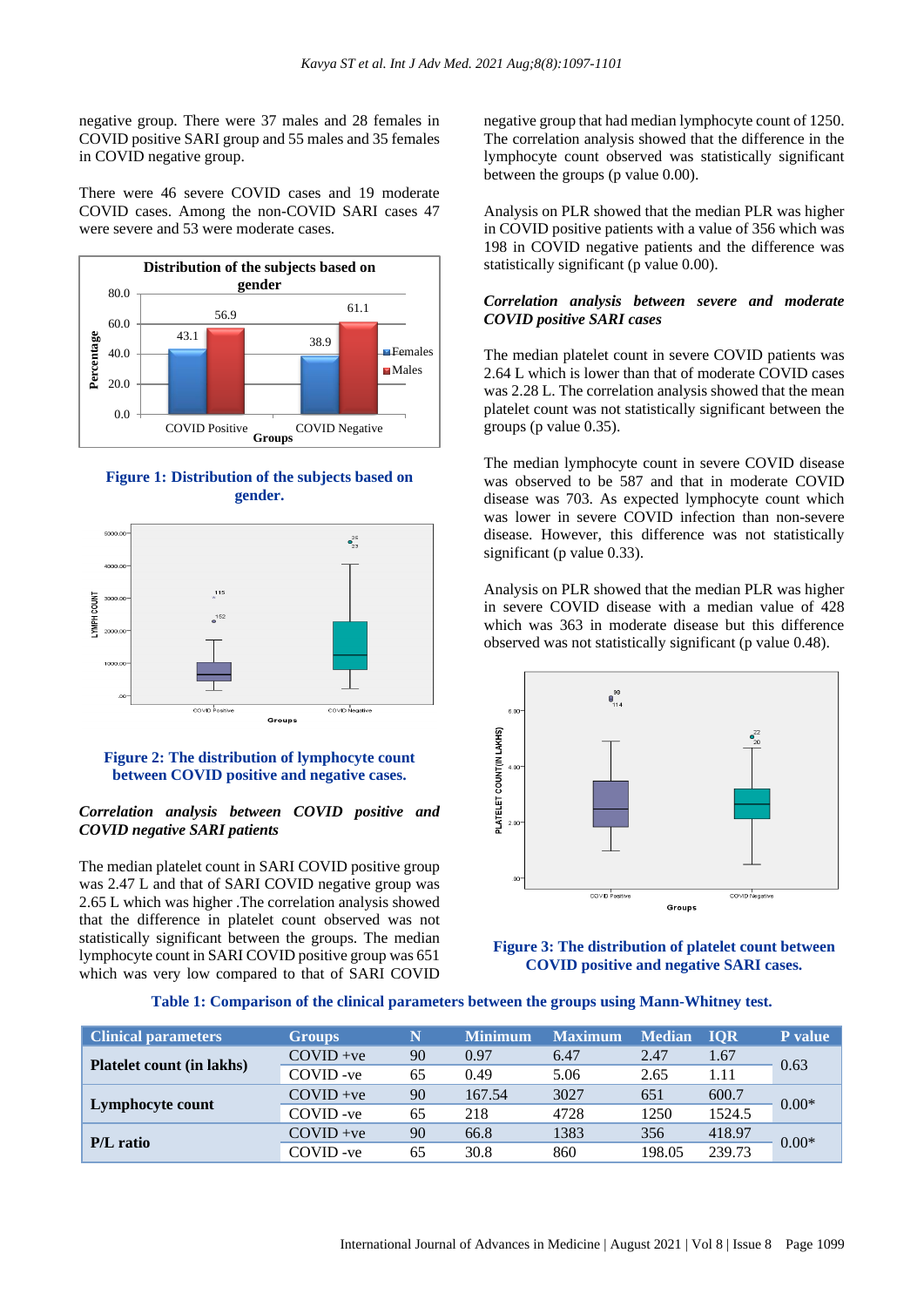negative group. There were 37 males and 28 females in COVID positive SARI group and 55 males and 35 females in COVID negative group.

There were 46 severe COVID cases and 19 moderate COVID cases. Among the non-COVID SARI cases 47 were severe and 53 were moderate cases.

**Figure 1: Distribution of the subjects based on gender.**

**Figure 2: The distribution of lymphocyte count between COVID positive and negative cases.**

### *Correlation analysis between COVID positive and COVID negative SARI patients*

The median platelet count in SARI COVID positive group was 2.47 L and that of SARI COVID negative group was 2.65 L which was higher .The correlation analysis showed that the difference in platelet count observed was not statistically significant between the groups. The median lymphocyte count in SARI COVID positive group was 651 which was very low compared to that of SARI COVID negative group that had median lymphocyte count of 1250. The correlation analysis showed that the difference in the lymphocyte count observed was statistically significant between the groups (p value 0.00).

Analysis on PLR showed that the median PLR was higher in COVID positive patients with a value of 356 which was 198 in COVID negative patients and the difference was statistically significant (p value 0.00).

### *Correlation analysis between severe and moderate COVID positive SARI cases*

The median platelet count in severe COVID patients was 2.64 L which is lower than that of moderate COVID cases was 2.28 L. The correlation analysis showed that the mean platelet count was not statistically significant between the groups (p value 0.35).

The median lymphocyte count in severe COVID disease was observed to be 587 and that in moderate COVID disease was 703. As expected lymphocyte count which was lower in severe COVID infection than non-severe disease. However, this difference was not statistically significant (p value 0.33).

Analysis on PLR showed that the median PLR was higher in severe COVID disease with a median value of 428 which was 363 in moderate disease but this difference observed was not statistically significant (p value 0.48).

**Figure 3: The distribution of platelet count between COVID positive and negative SARI cases.**

**Table 1: Comparison of the clinical parameters between the groups using Mann-Whitney test.**

| Clinical parameters | Groups | N | Minimum | Maximum | Median | IQR | P value |
|---|---|---|---|---|---|---|---|
| **Platelet count (in lakhs)** | COVID +ve | 90 | 0.97 | 6.47 | 2.47 | 1.67 | 0.63 |
| | COVID -ve | 65 | 0.49 | 5.06 | 2.65 | 1.11 | |
| **Lymphocyte count** | COVID +ve | 90 | 167.54 | 3027 | 651 | 600.7 | 0.00* |
| | COVID -ve | 65 | 218 | 4728 | 1250 | 1524.5 | |
| **P/L ratio** | COVID +ve | 90 | 66.8 | 1383 | 356 | 418.97 | 0.00* |
| | COVID -ve | 65 | 30.8 | 860 | 198.05 | 239.73 | |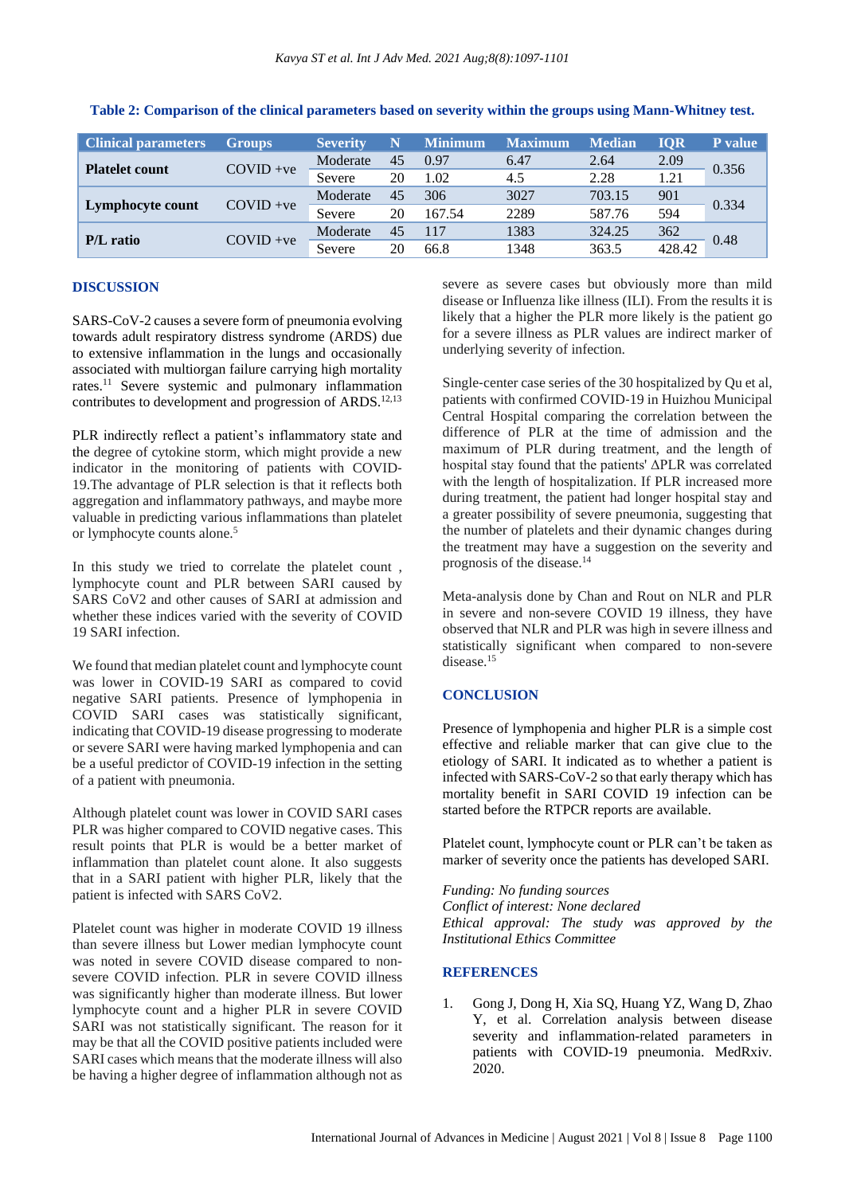**Table 2: Comparison of the clinical parameters based on severity within the groups using Mann-Whitney test.**

| Clinical parameters | Groups | Severity | N | Minimum | Maximum | Median | IQR | P value |
|---|---|---|---|---|---|---|---|---|
| **Platelet count** | COVID +ve | Moderate | 45 | 0.97 | 6.47 | 2.64 | 2.09 | 0.356 |
| | | Severe | 20 | 1.02 | 4.5 | 2.28 | 1.21 | |
| **Lymphocyte count** | COVID +ve | Moderate | 45 | 306 | 3027 | 703.15 | 901 | 0.334 |
| | | Severe | 20 | 167.54 | 2289 | 587.76 | 594 | |
| **P/L ratio** | COVID +ve | Moderate | 45 | 117 | 1383 | 324.25 | 362 | 0.48 |
| | | Severe | 20 | 66.8 | 1348 | 363.5 | 428.42 | |

## DISCUSSION

SARS-CoV-2 causes a severe form of pneumonia evolving towards adult respiratory distress syndrome (ARDS) due to extensive inflammation in the lungs and occasionally associated with multiorgan failure carrying high mortality rates.[11] Severe systemic and pulmonary inflammation contributes to development and progression of ARDS.[12,13]

PLR indirectly reflect a patient's inflammatory state and the degree of cytokine storm, which might provide a new indicator in the monitoring of patients with COVID-19.The advantage of PLR selection is that it reflects both aggregation and inflammatory pathways, and maybe more valuable in predicting various inflammations than platelet or lymphocyte counts alone.[5]

In this study we tried to correlate the platelet count , lymphocyte count and PLR between SARI caused by SARS CoV2 and other causes of SARI at admission and whether these indices varied with the severity of COVID 19 SARI infection.

We found that median platelet count and lymphocyte count was lower in COVID-19 SARI as compared to covid negative SARI patients. Presence of lymphopenia in COVID SARI cases was statistically significant, indicating that COVID-19 disease progressing to moderate or severe SARI were having marked lymphopenia and can be a useful predictor of COVID-19 infection in the setting of a patient with pneumonia.

Although platelet count was lower in COVID SARI cases PLR was higher compared to COVID negative cases. This result points that PLR is would be a better market of inflammation than platelet count alone. It also suggests that in a SARI patient with higher PLR, likely that the patient is infected with SARS CoV2.

Platelet count was higher in moderate COVID 19 illness than severe illness but Lower median lymphocyte count was noted in severe COVID disease compared to non-severe COVID infection. PLR in severe COVID illness was significantly higher than moderate illness. But lower lymphocyte count and a higher PLR in severe COVID SARI was not statistically significant. The reason for it may be that all the COVID positive patients included were SARI cases which means that the moderate illness will also be having a higher degree of inflammation although not as severe as severe cases but obviously more than mild disease or Influenza like illness (ILI). From the results it is likely that a higher the PLR more likely is the patient go for a severe illness as PLR values are indirect marker of underlying severity of infection.

Single-center case series of the 30 hospitalized by Qu et al, patients with confirmed COVID-19 in Huizhou Municipal Central Hospital comparing the correlation between the difference of PLR at the time of admission and the maximum of PLR during treatment, and the length of hospital stay found that the patients' ΔPLR was correlated with the length of hospitalization. If PLR increased more during treatment, the patient had longer hospital stay and a greater possibility of severe pneumonia, suggesting that the number of platelets and their dynamic changes during the treatment may have a suggestion on the severity and prognosis of the disease.[14]

Meta-analysis done by Chan and Rout on NLR and PLR in severe and non-severe COVID 19 illness, they have observed that NLR and PLR was high in severe illness and statistically significant when compared to non-severe disease.[15]

## CONCLUSION

Presence of lymphopenia and higher PLR is a simple cost effective and reliable marker that can give clue to the etiology of SARI. It indicated as to whether a patient is infected with SARS-CoV-2 so that early therapy which has mortality benefit in SARI COVID 19 infection can be started before the RTPCR reports are available.

Platelet count, lymphocyte count or PLR can't be taken as marker of severity once the patients has developed SARI.

*Funding: No funding sources*
*Conflict of interest: None declared*
*Ethical approval: The study was approved by the Institutional Ethics Committee*

## REFERENCES

1. Gong J, Dong H, Xia SQ, Huang YZ, Wang D, Zhao Y, et al. Correlation analysis between disease severity and inflammation-related parameters in patients with COVID-19 pneumonia. MedRxiv. 2020.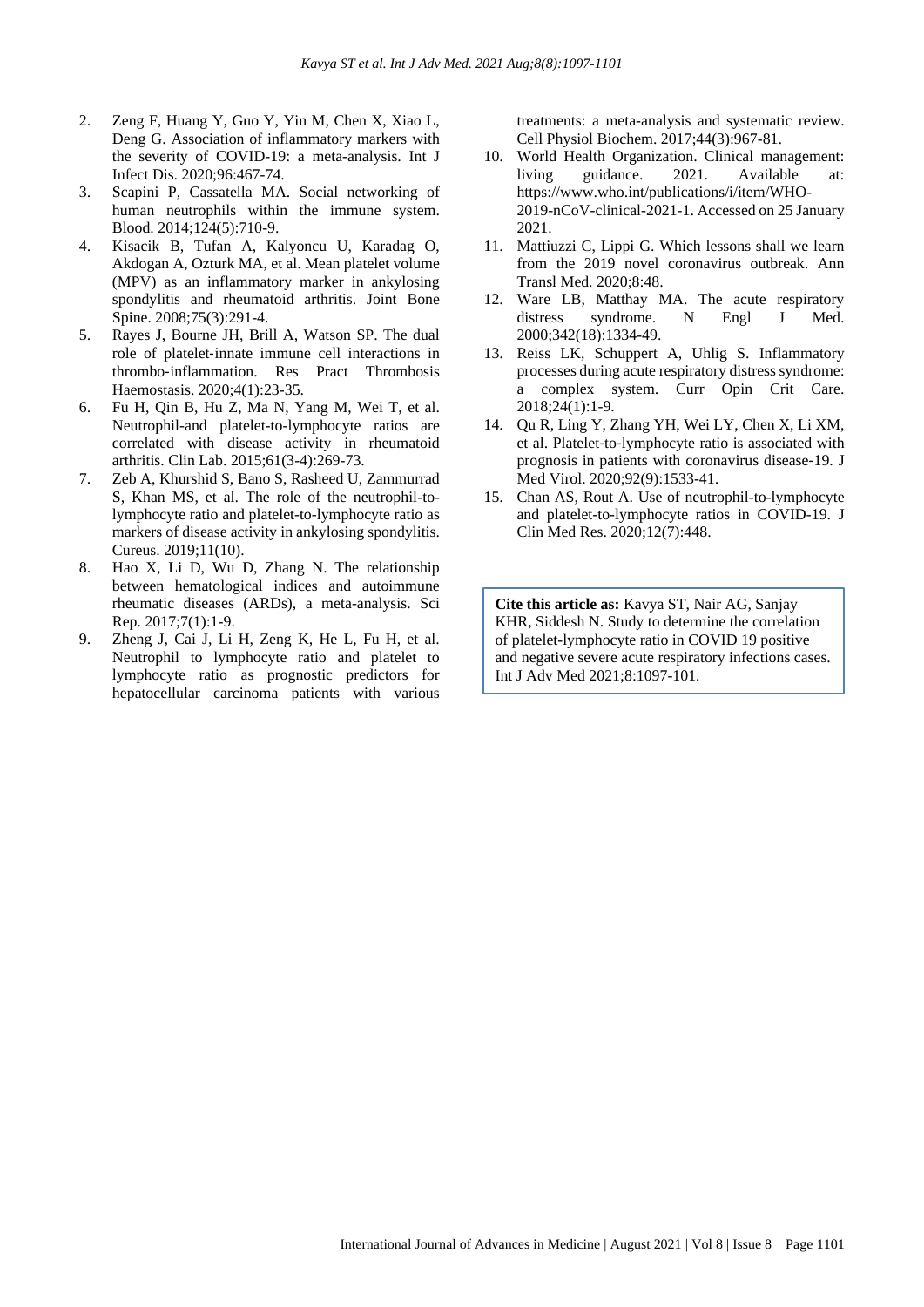2. Zeng F, Huang Y, Guo Y, Yin M, Chen X, Xiao L, Deng G. Association of inflammatory markers with the severity of COVID-19: a meta-analysis. Int J Infect Dis. 2020;96:467-74.
3. Scapini P, Cassatella MA. Social networking of human neutrophils within the immune system. Blood. 2014;124(5):710-9.
4. Kisacik B, Tufan A, Kalyoncu U, Karadag O, Akdogan A, Ozturk MA, et al. Mean platelet volume (MPV) as an inflammatory marker in ankylosing spondylitis and rheumatoid arthritis. Joint Bone Spine. 2008;75(3):291-4.
5. Rayes J, Bourne JH, Brill A, Watson SP. The dual role of platelet‐innate immune cell interactions in thrombo‐inflammation. Res Pract Thrombosis Haemostasis. 2020;4(1):23-35.
6. Fu H, Qin B, Hu Z, Ma N, Yang M, Wei T, et al. Neutrophil-and platelet-to-lymphocyte ratios are correlated with disease activity in rheumatoid arthritis. Clin Lab. 2015;61(3-4):269-73.
7. Zeb A, Khurshid S, Bano S, Rasheed U, Zammurrad S, Khan MS, et al. The role of the neutrophil-to-lymphocyte ratio and platelet-to-lymphocyte ratio as markers of disease activity in ankylosing spondylitis. Cureus. 2019;11(10).
8. Hao X, Li D, Wu D, Zhang N. The relationship between hematological indices and autoimmune rheumatic diseases (ARDs), a meta-analysis. Sci Rep. 2017;7(1):1-9.
9. Zheng J, Cai J, Li H, Zeng K, He L, Fu H, et al. Neutrophil to lymphocyte ratio and platelet to lymphocyte ratio as prognostic predictors for hepatocellular carcinoma patients with various treatments: a meta-analysis and systematic review. Cell Physiol Biochem. 2017;44(3):967-81.
10. World Health Organization. Clinical management: living guidance. 2021. Available at: https://www.who.int/publications/i/item/WHO-2019-nCoV-clinical-2021-1. Accessed on 25 January 2021.
11. Mattiuzzi C, Lippi G. Which lessons shall we learn from the 2019 novel coronavirus outbreak. Ann Transl Med. 2020;8:48.
12. Ware LB, Matthay MA. The acute respiratory distress syndrome. N Engl J Med. 2000;342(18):1334-49.
13. Reiss LK, Schuppert A, Uhlig S. Inflammatory processes during acute respiratory distress syndrome: a complex system. Curr Opin Crit Care. 2018;24(1):1-9.
14. Qu R, Ling Y, Zhang YH, Wei LY, Chen X, Li XM, et al. Platelet‐to‐lymphocyte ratio is associated with prognosis in patients with coronavirus disease‐19. J Med Virol. 2020;92(9):1533-41.
15. Chan AS, Rout A. Use of neutrophil-to-lymphocyte and platelet-to-lymphocyte ratios in COVID-19. J Clin Med Res. 2020;12(7):448.

**Cite this article as:** Kavya ST, Nair AG, Sanjay KHR, Siddesh N. Study to determine the correlation of platelet-lymphocyte ratio in COVID 19 positive and negative severe acute respiratory infections cases. Int J Adv Med 2021;8:1097-101.